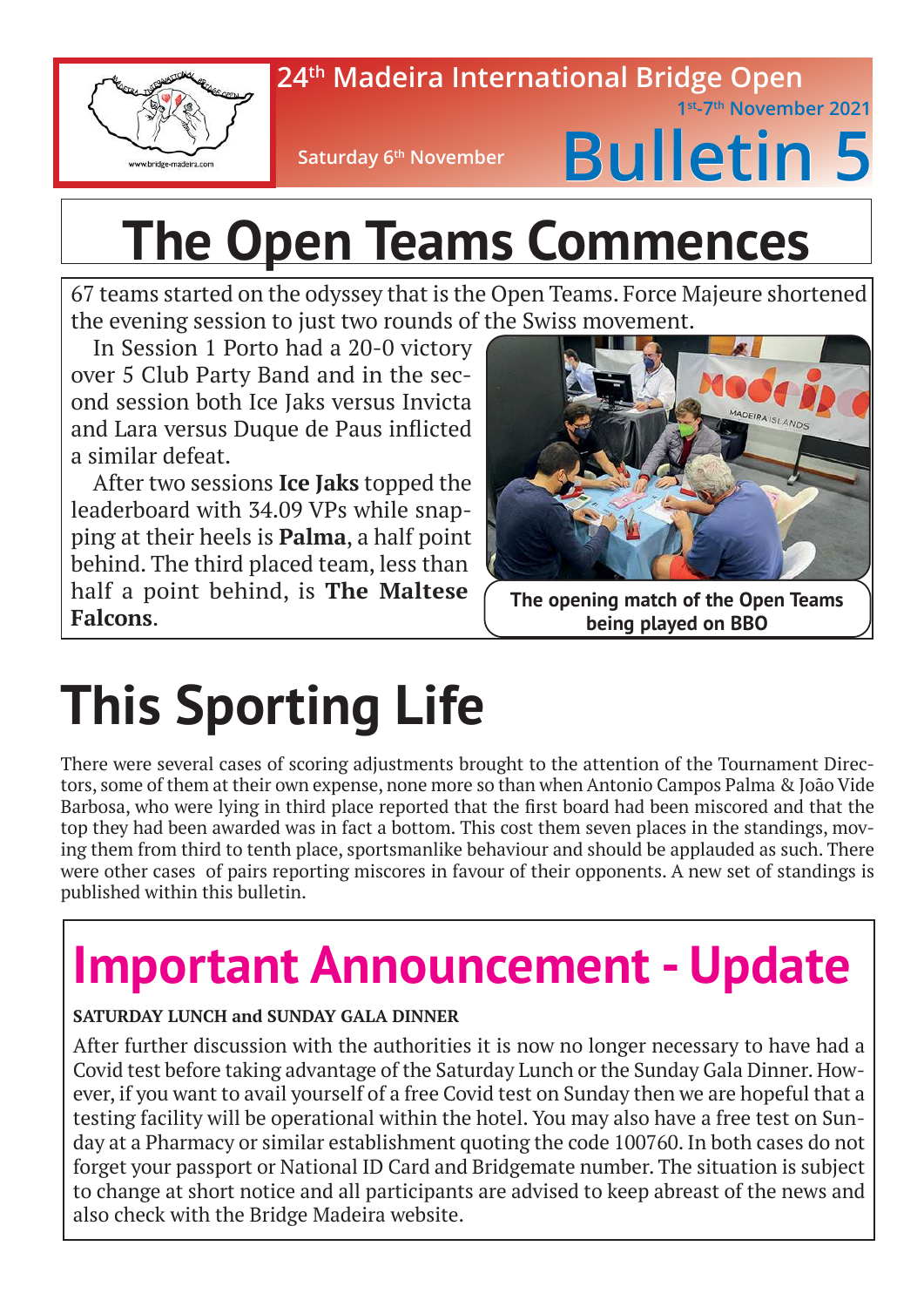24th Madeira International Bridge Open

1st-7th November 2021

Saturday 6th November

# Bulletin 5

# The Open Teams Commences

67 teams started on the odyssey that is the Open Teams. Force Majeure shortened the evening session to just two rounds of the Swiss movement.

In Session 1 Porto had a 20-0 victory over 5 Club Party Band and in the second session both Ice Jaks versus Invicta and Lara versus Duque de Paus inflicted a similar defeat.

After two sessions **Ice Jaks** topped the leaderboard with 34.09 VPs while snapping at their heels is **Palma**, a half point behind. The third placed team, less than half a point behind, is **The Maltese Falcons**.

**The opening match of the Open Teams being played on BBO**

# This Sporting Life

There were several cases of scoring adjustments brought to the attention of the Tournament Directors, some of them at their own expense, none more so than when Antonio Campos Palma & João Vide Barbosa, who were lying in third place reported that the first board had been miscored and that the top they had been awarded was in fact a bottom. This cost them seven places in the standings, moving them from third to tenth place, sportsmanlike behaviour and should be applauded as such. There were other cases of pairs reporting miscores in favour of their opponents. A new set of standings is published within this bulletin.

# Important Announcement - Update

**SATURDAY LUNCH and SUNDAY GALA DINNER**

After further discussion with the authorities it is now no longer necessary to have had a Covid test before taking advantage of the Saturday Lunch or the Sunday Gala Dinner. However, if you want to avail yourself of a free Covid test on Sunday then we are hopeful that a testing facility will be operational within the hotel. You may also have a free test on Sunday at a Pharmacy or similar establishment quoting the code 100760. In both cases do not forget your passport or National ID Card and Bridgemate number. The situation is subject to change at short notice and all participants are advised to keep abreast of the news and also check with the Bridge Madeira website.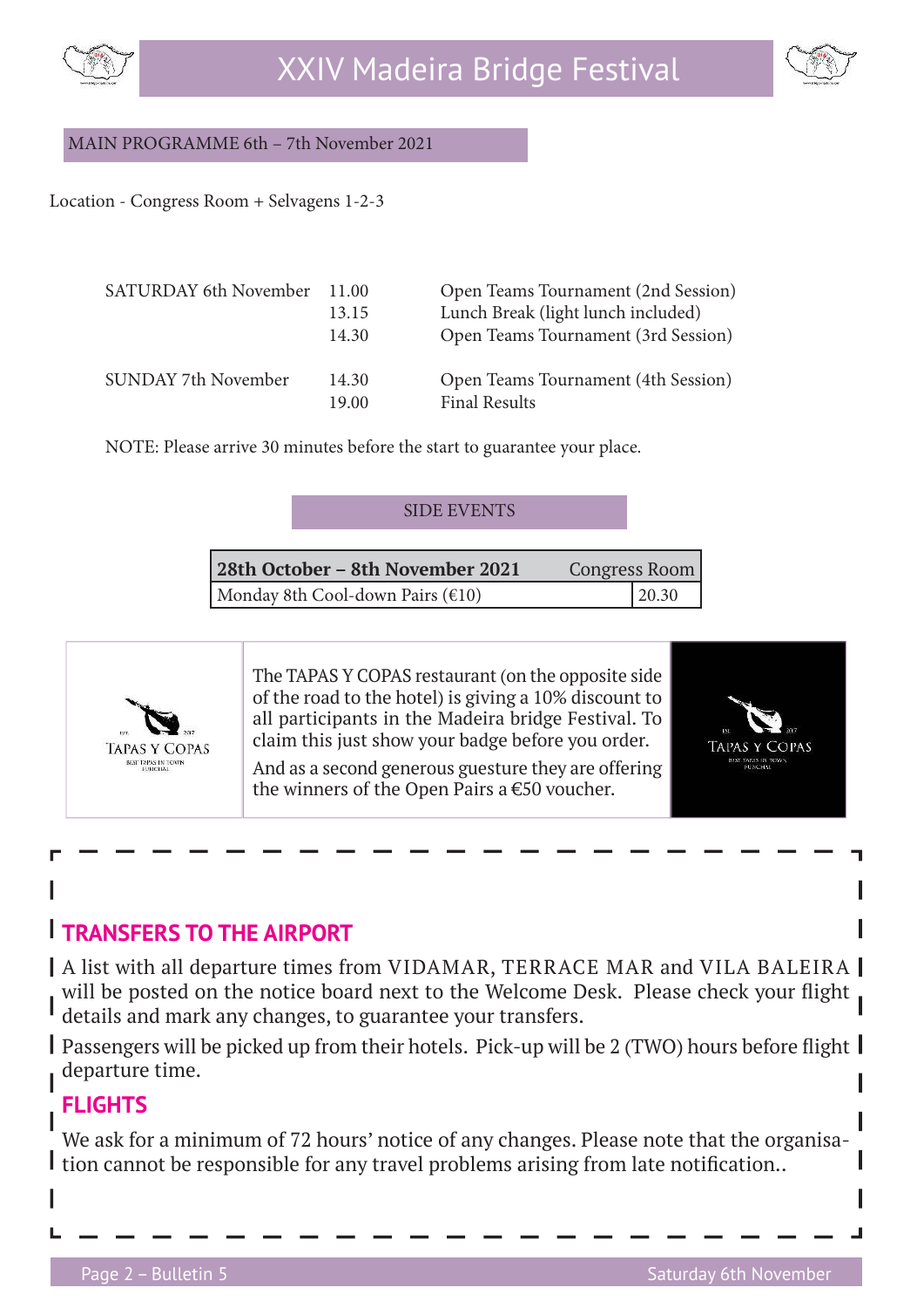# XXIV Madeira Bridge Festival

## MAIN PROGRAMME 6th – 7th November 2021

Location - Congress Room + Selvagens 1-2-3

| | | |
|---|---|---|
| SATURDAY 6th November | 11.00 | Open Teams Tournament (2nd Session) |
| | 13.15 | Lunch Break (light lunch included) |
| | 14.30 | Open Teams Tournament (3rd Session) |
| SUNDAY 7th November | 14.30 | Open Teams Tournament (4th Session) |
| | 19.00 | Final Results |

NOTE: Please arrive 30 minutes before the start to guarantee your place.

## SIDE EVENTS

| 28th October – 8th November 2021 | Congress Room |
|---|---|
| Monday 8th Cool-down Pairs (€10) | 20.30 |

The TAPAS Y COPAS restaurant (on the opposite side of the road to the hotel) is giving a 10% discount to all participants in the Madeira bridge Festival. To claim this just show your badge before you order.

And as a second generous guesture they are offering the winners of the Open Pairs a €50 voucher.

## TRANSFERS TO THE AIRPORT

A list with all departure times from VIDAMAR, TERRACE MAR and VILA BALEIRA will be posted on the notice board next to the Welcome Desk. Please check your flight details and mark any changes, to guarantee your transfers.

Passengers will be picked up from their hotels. Pick-up will be 2 (TWO) hours before flight departure time.

## FLIGHTS

We ask for a minimum of 72 hours' notice of any changes. Please note that the organisation cannot be responsible for any travel problems arising from late notification..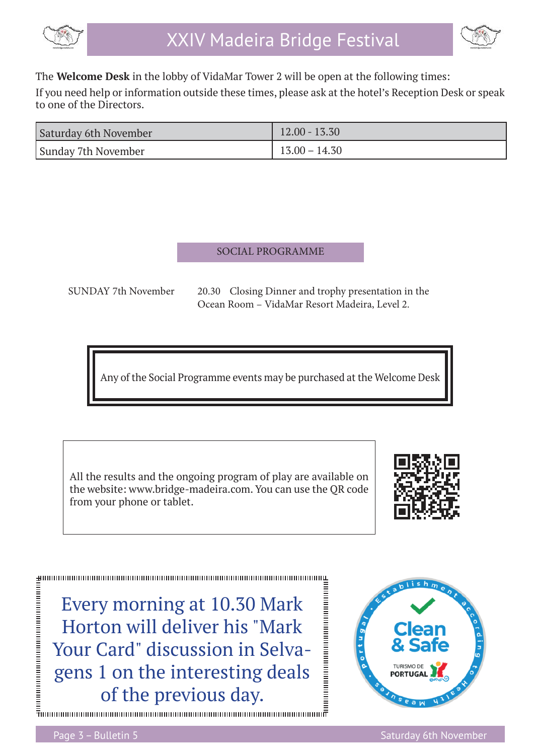The **Welcome Desk** in the lobby of VidaMar Tower 2 will be open at the following times:

If you need help or information outside these times, please ask at the hotel's Reception Desk or speak to one of the Directors.

| Saturday 6th November | 12.00 - 13.30 |
|---|---|
| Sunday 7th November | 13.00 – 14.30 |

## SOCIAL PROGRAMME

SUNDAY 7th November — 20.30 Closing Dinner and trophy presentation in the Ocean Room – VidaMar Resort Madeira, Level 2.

Any of the Social Programme events may be purchased at the Welcome Desk

All the results and the ongoing program of play are available on the website: www.bridge-madeira.com. You can use the QR code from your phone or tablet.

Every morning at 10.30 Mark Horton will deliver his "Mark Your Card" discussion in Selvagens 1 on the interesting deals of the previous day.

Clean & Safe — Establishment according to Health Measures — Portugal — TURISMO DE PORTUGAL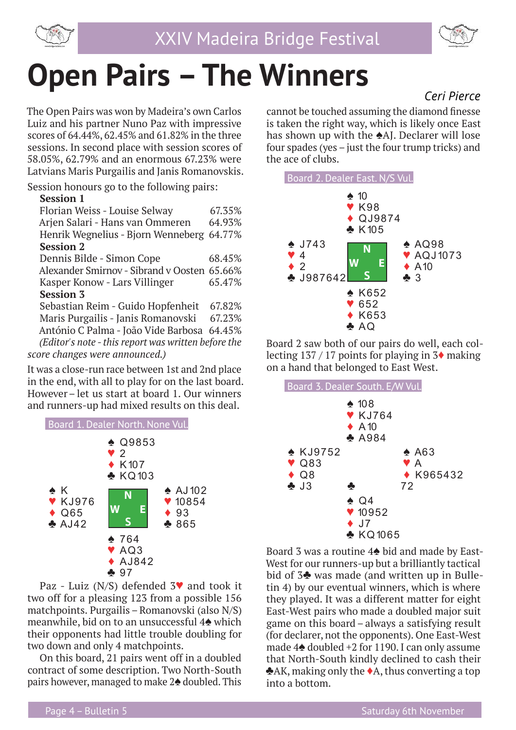# Open Pairs – The Winners

*Ceri Pierce*

The Open Pairs was won by Madeira's own Carlos Luiz and his partner Nuno Paz with impressive scores of 64.44%, 62.45% and 61.82% in the three sessions. In second place with session scores of 58.05%, 62.79% and an enormous 67.23% were Latvians Maris Purgailis and Janis Romanovskis.

Session honours go to the following pairs:

**Session 1**

| | |
|---|---|
| Florian Weiss - Louise Selway | 67.35% |
| Arjen Salari - Hans van Ommeren | 64.93% |
| Henrik Wegnelius - Bjorn Wenneberg | 64.77% |

**Session 2**

| | |
|---|---|
| Dennis Bilde - Simon Cope | 68.45% |
| Alexander Smirnov - Sibrand v Oosten | 65.66% |
| Kasper Konow - Lars Villinger | 65.47% |

**Session 3**

| | |
|---|---|
| Sebastian Reim - Guido Hopfenheit | 67.82% |
| Maris Purgailis - Janis Romanovski | 67.23% |
| António C Palma - João Vide Barbosa | 64.45% |

*(Editor's note - this report was written before the score changes were announced.)*

It was a close-run race between 1st and 2nd place in the end, with all to play for on the last board. However – let us start at board 1. Our winners and runners-up had mixed results on this deal.

**Board 1. Dealer North. None Vul.**

```
              ♠ Q9853
              ♥ 2
              ♦ K107
              ♣ KQ103
♠ K                         ♠ AJ102
♥ KJ976                     ♥ 10854
♦ Q65                       ♦ 93
♣ AJ42                      ♣ 865
              ♠ 764
              ♥ AQ3
              ♦ AJ842
              ♣ 97
```

Paz - Luiz (N/S) defended 3♥ and took it two off for a pleasing 123 from a possible 156 matchpoints. Purgailis – Romanovski (also N/S) meanwhile, bid on to an unsuccessful 4♠ which their opponents had little trouble doubling for two down and only 4 matchpoints.

On this board, 21 pairs went off in a doubled contract of some description. Two North-South pairs however, managed to make 2♠ doubled. This cannot be touched assuming the diamond finesse is taken the right way, which is likely once East has shown up with the ♠AJ. Declarer will lose four spades (yes – just the four trump tricks) and the ace of clubs.

**Board 2. Dealer East. N/S Vul.**

```
              ♠ 10
              ♥ K98
              ♦ QJ9874
              ♣ K105
♠ J743                      ♠ AQ98
♥ 4                         ♥ AQJ1073
♦ 2                         ♦ A10
♣ J987642                   ♣ 3
              ♠ K652
              ♥ 652
              ♦ K653
              ♣ AQ
```

Board 2 saw both of our pairs do well, each collecting 137 / 17 points for playing in 3♦ making on a hand that belonged to East West.

**Board 3. Dealer South. E/W Vul.**

```
              ♠ 108
              ♥ KJ764
              ♦ A10
              ♣ A984
♠ KJ9752                    ♠ A63
♥ Q83                       ♥ A
♦ Q8                        ♦ K965432
♣ J3                        ♣ 72
              ♠ Q4
              ♥ 10952
              ♦ J7
              ♣ KQ1065
```

Board 3 was a routine 4♠ bid and made by East-West for our runners-up but a brilliantly tactical bid of 3♣ was made (and written up in Bulletin 4) by our eventual winners, which is where they played. It was a different matter for eight East-West pairs who made a doubled major suit game on this board – always a satisfying result (for declarer, not the opponents). One East-West made 4♠ doubled +2 for 1190. I can only assume that North-South kindly declined to cash their ♣AK, making only the ♦A, thus converting a top into a bottom.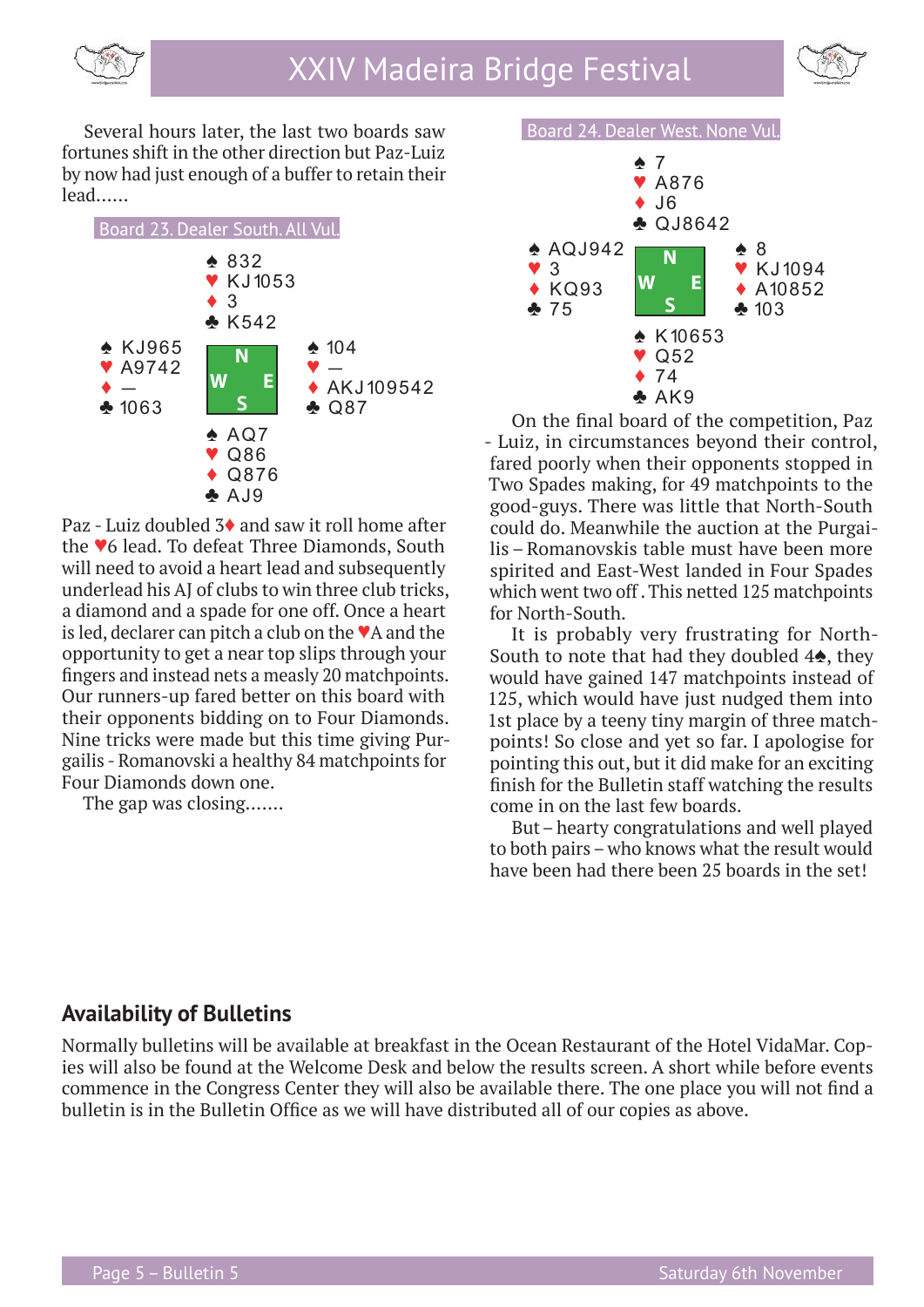Several hours later, the last two boards saw fortunes shift in the other direction but Paz-Luiz by now had just enough of a buffer to retain their lead......

**Board 23. Dealer South. All Vul.**

```
              ♠ 832
              ♥ KJ1053
              ♦ 3
              ♣ K542
♠ KJ965                   ♠ 104
♥ A9742                   ♥ —
♦ —                       ♦ AKJ109542
♣ 1063                    ♣ Q87
              ♠ AQ7
              ♥ Q86
              ♦ Q876
              ♣ AJ9
```

Paz - Luiz doubled 3♦ and saw it roll home after the ♥6 lead. To defeat Three Diamonds, South will need to avoid a heart lead and subsequently underlead his AJ of clubs to win three club tricks, a diamond and a spade for one off. Once a heart is led, declarer can pitch a club on the ♥A and the opportunity to get a near top slips through your fingers and instead nets a measly 20 matchpoints. Our runners-up fared better on this board with their opponents bidding on to Four Diamonds. Nine tricks were made but this time giving Purgailis - Romanovski a healthy 84 matchpoints for Four Diamonds down one.

The gap was closing.......

**Board 24. Dealer West. None Vul.**

```
              ♠ 7
              ♥ A876
              ♦ J6
              ♣ QJ8642
♠ AQJ942                  ♠ 8
♥ 3                       ♥ KJ1094
♦ KQ93                    ♦ A10852
♣ 75                      ♣ 103
              ♠ K10653
              ♥ Q52
              ♦ 74
              ♣ AK9
```

On the final board of the competition, Paz - Luiz, in circumstances beyond their control, fared poorly when their opponents stopped in Two Spades making, for 49 matchpoints to the good-guys. There was little that North-South could do. Meanwhile the auction at the Purgailis – Romanovskis table must have been more spirited and East-West landed in Four Spades which went two off . This netted 125 matchpoints for North-South.

It is probably very frustrating for North-South to note that had they doubled 4♠, they would have gained 147 matchpoints instead of 125, which would have just nudged them into 1st place by a teeny tiny margin of three matchpoints! So close and yet so far. I apologise for pointing this out, but it did make for an exciting finish for the Bulletin staff watching the results come in on the last few boards.

But – hearty congratulations and well played to both pairs – who knows what the result would have been had there been 25 boards in the set!

## Availability of Bulletins

Normally bulletins will be available at breakfast in the Ocean Restaurant of the Hotel VidaMar. Copies will also be found at the Welcome Desk and below the results screen. A short while before events commence in the Congress Center they will also be available there. The one place you will not find a bulletin is in the Bulletin Office as we will have distributed all of our copies as above.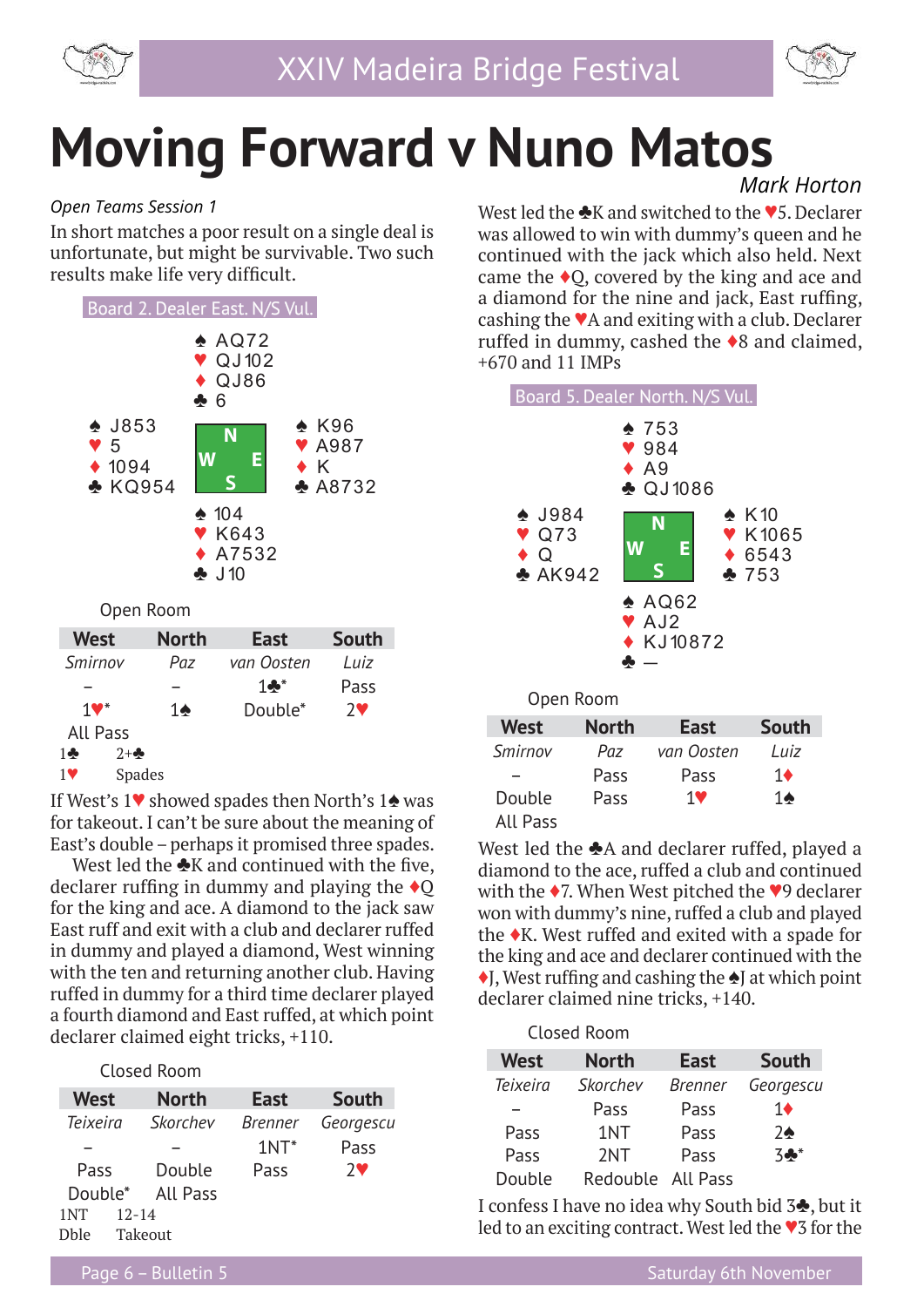# Moving Forward v Nuno Matos

*Mark Horton*

*Open Teams Session 1*

In short matches a poor result on a single deal is unfortunate, but might be survivable. Two such results make life very difficult.

**Board 2. Dealer East. N/S Vul.**

```
            ♠ AQ72
            ♥ QJ102
            ♦ QJ86
            ♣ 6
♠ J853                  ♠ K96
♥ 5                     ♥ A987
♦ 1094                  ♦ K
♣ KQ954                 ♣ A8732
            ♠ 104
            ♥ K643
            ♦ A7532
            ♣ J10
```

Open Room

| West | North | East | South |
|---|---|---|---|
| *Smirnov* | *Paz* | *van Oosten* | *Luiz* |
| – | – | 1♣* | Pass |
| 1♥* | 1♠ | Double* | 2♥ |
| All Pass | | | |

1♣ 2+♣
1♥ Spades

If West's 1♥ showed spades then North's 1♠ was for takeout. I can't be sure about the meaning of East's double – perhaps it promised three spades.

West led the ♣K and continued with the five, declarer ruffing in dummy and playing the ♦Q for the king and ace. A diamond to the jack saw East ruff and exit with a club and declarer ruffed in dummy and played a diamond, West winning with the ten and returning another club. Having ruffed in dummy for a third time declarer played a fourth diamond and East ruffed, at which point declarer claimed eight tricks, +110.

Closed Room

| West | North | East | South |
|---|---|---|---|
| *Teixeira* | *Skorchev* | *Brenner* | *Georgescu* |
| – | – | 1NT* | Pass |
| Pass | Double | Pass | 2♥ |
| Double* | All Pass | | |

1NT 12-14
Dble Takeout

West led the ♣K and switched to the ♥5. Declarer was allowed to win with dummy's queen and he continued with the jack which also held. Next came the ♦Q, covered by the king and ace and a diamond for the nine and jack, East ruffing, cashing the ♥A and exiting with a club. Declarer ruffed in dummy, cashed the ♦8 and claimed, +670 and 11 IMPs

**Board 5. Dealer North. N/S Vul.**

```
            ♠ 753
            ♥ 984
            ♦ A9
            ♣ QJ1086
♠ J984                  ♠ K10
♥ Q73                   ♥ K1065
♦ Q                     ♦ 6543
♣ AK942                 ♣ 753
            ♠ AQ62
            ♥ AJ2
            ♦ KJ10872
            ♣ —
```

Open Room

| West | North | East | South |
|---|---|---|---|
| *Smirnov* | *Paz* | *van Oosten* | *Luiz* |
| – | Pass | Pass | 1♦ |
| Double | Pass | 1♥ | 1♠ |
| All Pass | | | |

West led the ♣A and declarer ruffed, played a diamond to the ace, ruffed a club and continued with the ♦7. When West pitched the ♥9 declarer won with dummy's nine, ruffed a club and played the ♦K. West ruffed and exited with a spade for the king and ace and declarer continued with the ♦J, West ruffing and cashing the ♠J at which point declarer claimed nine tricks, +140.

Closed Room

| West | North | East | South |
|---|---|---|---|
| *Teixeira* | *Skorchev* | *Brenner* | *Georgescu* |
| – | Pass | Pass | 1♦ |
| Pass | 1NT | Pass | 2♠ |
| Pass | 2NT | Pass | 3♣* |
| Double | Redouble | All Pass | |

I confess I have no idea why South bid 3♣, but it led to an exciting contract. West led the ♥3 for the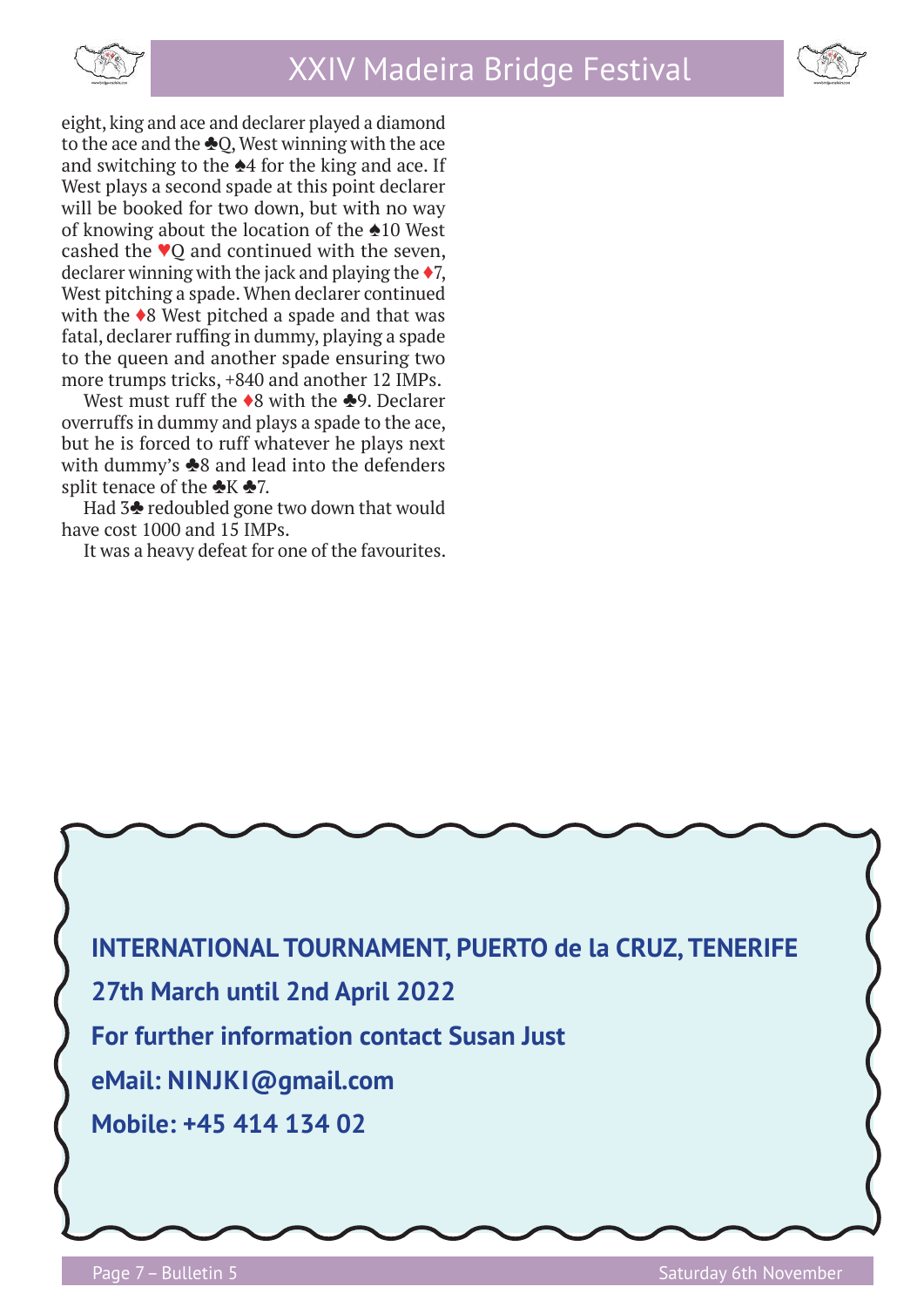eight, king and ace and declarer played a diamond to the ace and the ♣Q, West winning with the ace and switching to the ♠4 for the king and ace. If West plays a second spade at this point declarer will be booked for two down, but with no way of knowing about the location of the ♠10 West cashed the ♥Q and continued with the seven, declarer winning with the jack and playing the ♦7, West pitching a spade. When declarer continued with the ♦8 West pitched a spade and that was fatal, declarer ruffing in dummy, playing a spade to the queen and another spade ensuring two more trumps tricks, +840 and another 12 IMPs.

West must ruff the ♦8 with the ♣9. Declarer overruffs in dummy and plays a spade to the ace, but he is forced to ruff whatever he plays next with dummy's ♣8 and lead into the defenders split tenace of the ♣K ♣7.

Had 3♣ redoubled gone two down that would have cost 1000 and 15 IMPs.

It was a heavy defeat for one of the favourites.

**INTERNATIONAL TOURNAMENT, PUERTO de la CRUZ, TENERIFE**

**27th March until 2nd April 2022**

**For further information contact Susan Just**

**eMail: NINJKI@gmail.com**

**Mobile: +45 414 134 02**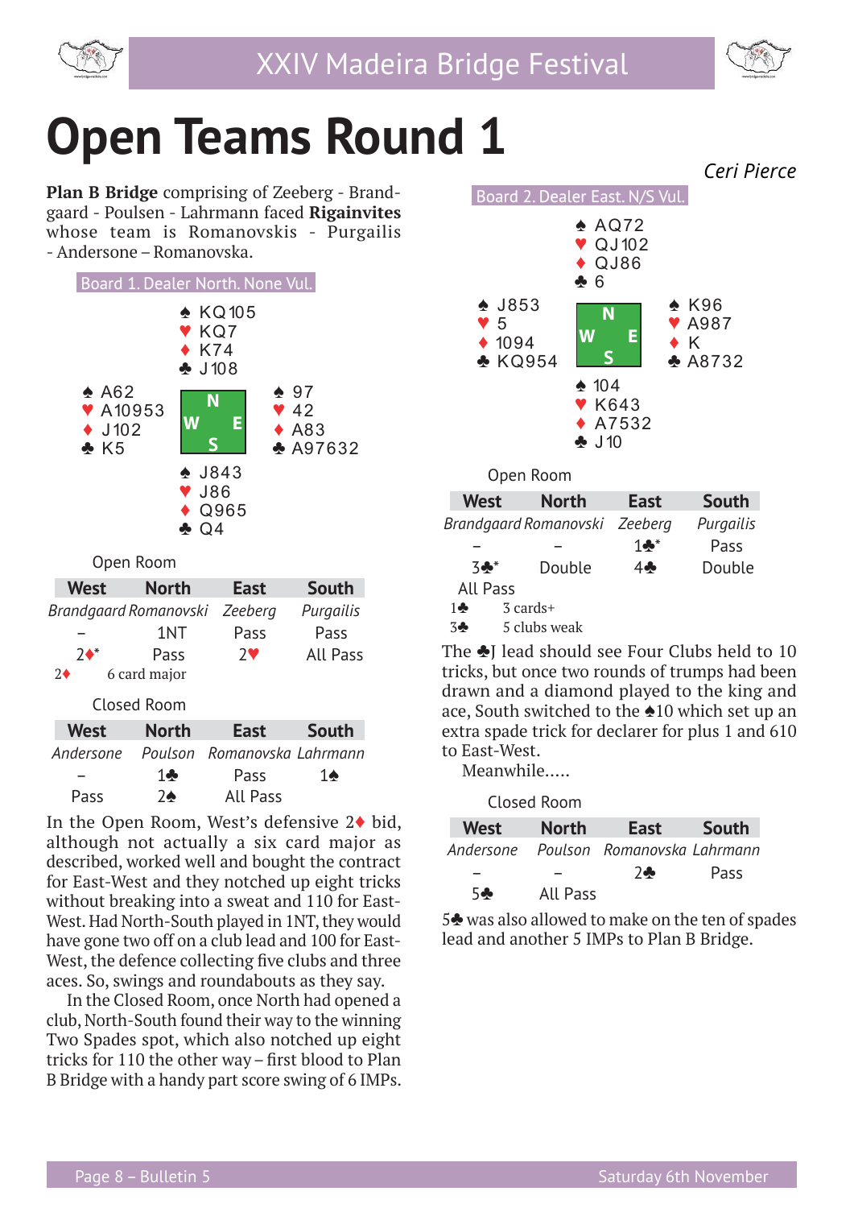# Open Teams Round 1

*Ceri Pierce*

**Plan B Bridge** comprising of Zeeberg - Brandgaard - Poulsen - Lahrmann faced **Rigainvites** whose team is Romanovskis - Purgailis - Andersone – Romanovska.

Board 1. Dealer North. None Vul.

```
              ♠ KQ105
              ♥ KQ7
              ♦ K74
              ♣ J108
♠ A62                      ♠ 97
♥ A10953                   ♥ 42
♦ J102                     ♦ A83
♣ K5                       ♣ A97632
              ♠ J843
              ♥ J86
              ♦ Q965
              ♣ Q4
```

Open Room

| West | North | East | South |
|---|---|---|---|
| *Brandgaard* | *Romanovski* | *Zeeberg* | *Purgailis* |
| – | 1NT | Pass | Pass |
| 2♦* | Pass | 2♥ | All Pass |

2♦ 6 card major

Closed Room

| West | North | East | South |
|---|---|---|---|
| *Andersone* | *Poulson* | *Romanovska* | *Lahrmann* |
| – | 1♣ | Pass | 1♠ |
| Pass | 2♠ | All Pass | |

In the Open Room, West's defensive 2♦ bid, although not actually a six card major as described, worked well and bought the contract for East-West and they notched up eight tricks without breaking into a sweat and 110 for East-West. Had North-South played in 1NT, they would have gone two off on a club lead and 100 for East-West, the defence collecting five clubs and three aces. So, swings and roundabouts as they say.

In the Closed Room, once North had opened a club, North-South found their way to the winning Two Spades spot, which also notched up eight tricks for 110 the other way – first blood to Plan B Bridge with a handy part score swing of 6 IMPs.

Board 2. Dealer East. N/S Vul.

```
              ♠ AQ72
              ♥ QJ102
              ♦ QJ86
              ♣ 6
♠ J853                     ♠ K96
♥ 5                        ♥ A987
♦ 1094                     ♦ K
♣ KQ954                    ♣ A8732
              ♠ 104
              ♥ K643
              ♦ A7532
              ♣ J10
```

Open Room

| West | North | East | South |
|---|---|---|---|
| *Brandgaard* | *Romanovski* | *Zeeberg* | *Purgailis* |
| – | – | 1♣* | Pass |
| 3♣* | Double | 4♣ | Double |
| All Pass | | | |

1♣ 3 cards+
3♣ 5 clubs weak

The ♣J lead should see Four Clubs held to 10 tricks, but once two rounds of trumps had been drawn and a diamond played to the king and ace, South switched to the ♠10 which set up an extra spade trick for declarer for plus 1 and 610 to East-West.

Meanwhile.....

Closed Room

| West | North | East | South |
|---|---|---|---|
| *Andersone* | *Poulson* | *Romanovska* | *Lahrmann* |
| – | – | 2♣ | Pass |
| 5♣ | All Pass | | |

5♣ was also allowed to make on the ten of spades lead and another 5 IMPs to Plan B Bridge.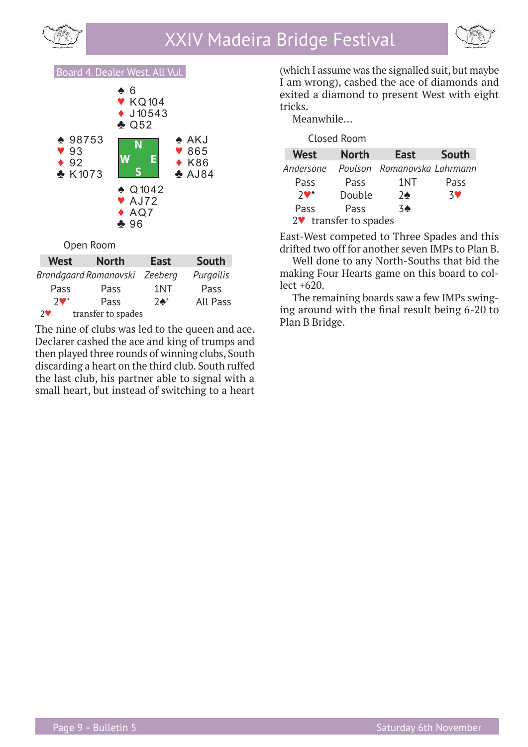Board 4. Dealer West. All Vul.

|  | North |  |
|---|---|---|
|  | ♠ 6<br>♥ KQ104<br>♦ J10543<br>♣ Q52 |  |
| **West**<br>♠ 98753<br>♥ 93<br>♦ 92<br>♣ K1073 |  | **East**<br>♠ AKJ<br>♥ 865<br>♦ K86<br>♣ AJ84 |
|  | **South**<br>♠ Q1042<br>♥ AJ72<br>♦ AQ7<br>♣ 96 |  |

Open Room

| West | North | East | South |
|---|---|---|---|
| *Brandgaard* | *Romanovski* | *Zeeberg* | *Purgailis* |
| Pass | Pass | 1NT | Pass |
| 2♥* | Pass | 2♠* | All Pass |

2♥ transfer to spades

The nine of clubs was led to the queen and ace. Declarer cashed the ace and king of trumps and then played three rounds of winning clubs, South discarding a heart on the third club. South ruffed the last club, his partner able to signal with a small heart, but instead of switching to a heart (which I assume was the signalled suit, but maybe I am wrong), cashed the ace of diamonds and exited a diamond to present West with eight tricks.

Meanwhile...

Closed Room

| West | North | East | South |
|---|---|---|---|
| *Andersone* | *Poulson* | *Romanovska* | *Lahrmann* |
| Pass | Pass | 1NT | Pass |
| 2♥* | Double | 2♠ | 3♥ |
| Pass | Pass | 3♠ |  |

2♥ transfer to spades

East-West competed to Three Spades and this drifted two off for another seven IMPs to Plan B.

Well done to any North-Souths that bid the making Four Hearts game on this board to collect +620.

The remaining boards saw a few IMPs swinging around with the final result being 6-20 to Plan B Bridge.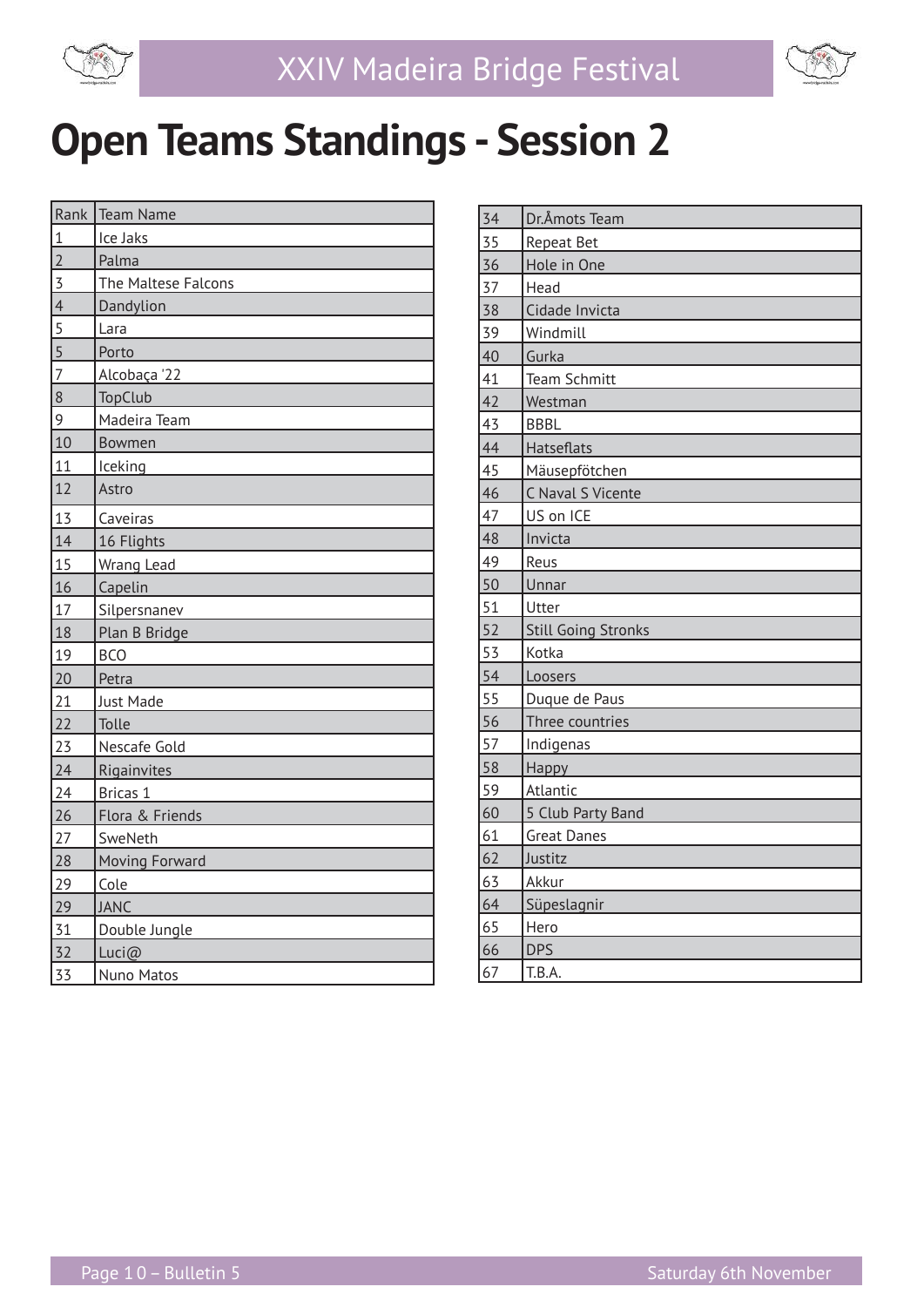# Open Teams Standings - Session 2

| Rank | Team Name |
|---|---|
| 1 | Ice Jaks |
| 2 | Palma |
| 3 | The Maltese Falcons |
| 4 | Dandylion |
| 5 | Lara |
| 5 | Porto |
| 7 | Alcobaça '22 |
| 8 | TopClub |
| 9 | Madeira Team |
| 10 | Bowmen |
| 11 | Iceking |
| 12 | Astro |
| 13 | Caveiras |
| 14 | 16 Flights |
| 15 | Wrang Lead |
| 16 | Capelin |
| 17 | Silpersnanev |
| 18 | Plan B Bridge |
| 19 | BCO |
| 20 | Petra |
| 21 | Just Made |
| 22 | Tolle |
| 23 | Nescafe Gold |
| 24 | Rigainvites |
| 24 | Bricas 1 |
| 26 | Flora & Friends |
| 27 | SweNeth |
| 28 | Moving Forward |
| 29 | Cole |
| 29 | JANC |
| 31 | Double Jungle |
| 32 | Luci@ |
| 33 | Nuno Matos |
| 34 | Dr.Åmots Team |
| 35 | Repeat Bet |
| 36 | Hole in One |
| 37 | Head |
| 38 | Cidade Invicta |
| 39 | Windmill |
| 40 | Gurka |
| 41 | Team Schmitt |
| 42 | Westman |
| 43 | BBBL |
| 44 | Hatseflats |
| 45 | Mäusepfötchen |
| 46 | C Naval S Vicente |
| 47 | US on ICE |
| 48 | Invicta |
| 49 | Reus |
| 50 | Unnar |
| 51 | Utter |
| 52 | Still Going Stronks |
| 53 | Kotka |
| 54 | Loosers |
| 55 | Duque de Paus |
| 56 | Three countries |
| 57 | Indigenas |
| 58 | Happy |
| 59 | Atlantic |
| 60 | 5 Club Party Band |
| 61 | Great Danes |
| 62 | Justitz |
| 63 | Akkur |
| 64 | Süpeslagnir |
| 65 | Hero |
| 66 | DPS |
| 67 | T.B.A. |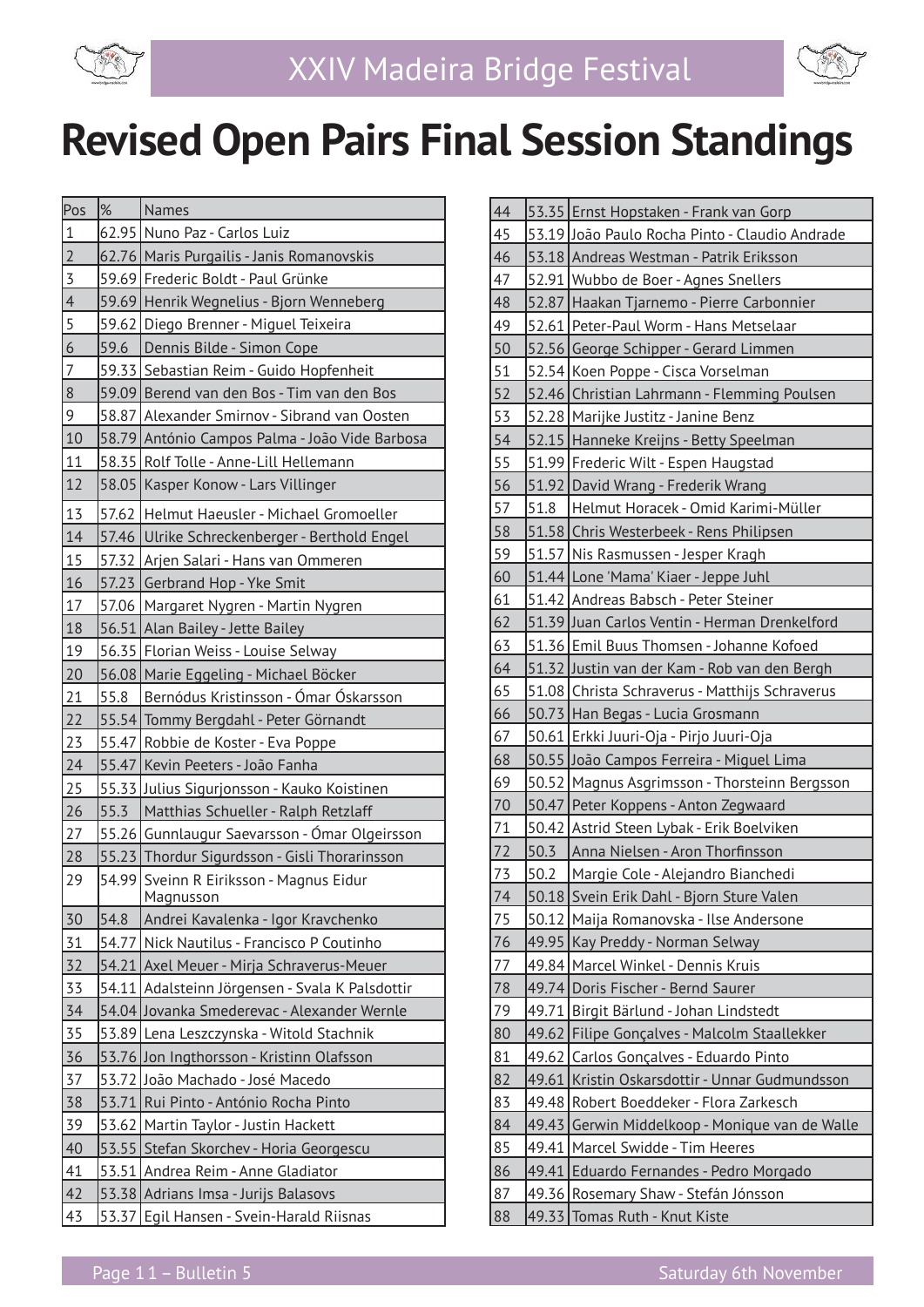# Revised Open Pairs Final Session Standings

| Pos | % | Names |
|---|---|---|
| 1 | 62.95 | Nuno Paz - Carlos Luiz |
| 2 | 62.76 | Maris Purgailis - Janis Romanovskis |
| 3 | 59.69 | Frederic Boldt - Paul Grünke |
| 4 | 59.69 | Henrik Wegnelius - Bjorn Wenneberg |
| 5 | 59.62 | Diego Brenner - Miguel Teixeira |
| 6 | 59.6 | Dennis Bilde - Simon Cope |
| 7 | 59.33 | Sebastian Reim - Guido Hopfenheit |
| 8 | 59.09 | Berend van den Bos - Tim van den Bos |
| 9 | 58.87 | Alexander Smirnov - Sibrand van Oosten |
| 10 | 58.79 | António Campos Palma - João Vide Barbosa |
| 11 | 58.35 | Rolf Tolle - Anne-Lill Hellemann |
| 12 | 58.05 | Kasper Konow - Lars Villinger |
| 13 | 57.62 | Helmut Haeusler - Michael Gromoeller |
| 14 | 57.46 | Ulrike Schreckenberger - Berthold Engel |
| 15 | 57.32 | Arjen Salari - Hans van Ommeren |
| 16 | 57.23 | Gerbrand Hop - Yke Smit |
| 17 | 57.06 | Margaret Nygren - Martin Nygren |
| 18 | 56.51 | Alan Bailey - Jette Bailey |
| 19 | 56.35 | Florian Weiss - Louise Selway |
| 20 | 56.08 | Marie Eggeling - Michael Böcker |
| 21 | 55.8 | Bernódus Kristinsson - Ómar Óskarsson |
| 22 | 55.54 | Tommy Bergdahl - Peter Görnandt |
| 23 | 55.47 | Robbie de Koster - Eva Poppe |
| 24 | 55.47 | Kevin Peeters - João Fanha |
| 25 | 55.33 | Julius Sigurjonsson - Kauko Koistinen |
| 26 | 55.3 | Matthias Schueller - Ralph Retzlaff |
| 27 | 55.26 | Gunnlaugur Saevarsson - Ómar Olgeirsson |
| 28 | 55.23 | Thordur Sigurdsson - Gisli Thorarinsson |
| 29 | 54.99 | Sveinn R Eiriksson - Magnus Eidur Magnusson |
| 30 | 54.8 | Andrei Kavalenka - Igor Kravchenko |
| 31 | 54.77 | Nick Nautilus - Francisco P Coutinho |
| 32 | 54.21 | Axel Meuer - Mirja Schraverus-Meuer |
| 33 | 54.11 | Adalsteinn Jörgensen - Svala K Palsdottir |
| 34 | 54.04 | Jovanka Smederevac - Alexander Wernle |
| 35 | 53.89 | Lena Leszczynska - Witold Stachnik |
| 36 | 53.76 | Jon Ingthorsson - Kristinn Olafsson |
| 37 | 53.72 | João Machado - José Macedo |
| 38 | 53.71 | Rui Pinto - António Rocha Pinto |
| 39 | 53.62 | Martin Taylor - Justin Hackett |
| 40 | 53.55 | Stefan Skorchev - Horia Georgescu |
| 41 | 53.51 | Andrea Reim - Anne Gladiator |
| 42 | 53.38 | Adrians Imsa - Jurijs Balasovs |
| 43 | 53.37 | Egil Hansen - Svein-Harald Riisnas |
| 44 | 53.35 | Ernst Hopstaken - Frank van Gorp |
| 45 | 53.19 | João Paulo Rocha Pinto - Claudio Andrade |
| 46 | 53.18 | Andreas Westman - Patrik Eriksson |
| 47 | 52.91 | Wubbo de Boer - Agnes Snellers |
| 48 | 52.87 | Haakan Tjarnemo - Pierre Carbonnier |
| 49 | 52.61 | Peter-Paul Worm - Hans Metselaar |
| 50 | 52.56 | George Schipper - Gerard Limmen |
| 51 | 52.54 | Koen Poppe - Cisca Vorselman |
| 52 | 52.46 | Christian Lahrmann - Flemming Poulsen |
| 53 | 52.28 | Marijke Justitz - Janine Benz |
| 54 | 52.15 | Hanneke Kreijns - Betty Speelman |
| 55 | 51.99 | Frederic Wilt - Espen Haugstad |
| 56 | 51.92 | David Wrang - Frederik Wrang |
| 57 | 51.8 | Helmut Horacek - Omid Karimi-Müller |
| 58 | 51.58 | Chris Westerbeek - Rens Philipsen |
| 59 | 51.57 | Nis Rasmussen - Jesper Kragh |
| 60 | 51.44 | Lone 'Mama' Kiaer - Jeppe Juhl |
| 61 | 51.42 | Andreas Babsch - Peter Steiner |
| 62 | 51.39 | Juan Carlos Ventin - Herman Drenkelford |
| 63 | 51.36 | Emil Buus Thomsen - Johanne Kofoed |
| 64 | 51.32 | Justin van der Kam - Rob van den Bergh |
| 65 | 51.08 | Christa Schraverus - Matthijs Schraverus |
| 66 | 50.73 | Han Begas - Lucia Grosmann |
| 67 | 50.61 | Erkki Juuri-Oja - Pirjo Juuri-Oja |
| 68 | 50.55 | João Campos Ferreira - Miguel Lima |
| 69 | 50.52 | Magnus Asgrimsson - Thorsteinn Bergsson |
| 70 | 50.47 | Peter Koppens - Anton Zegwaard |
| 71 | 50.42 | Astrid Steen Lybak - Erik Boelviken |
| 72 | 50.3 | Anna Nielsen - Aron Thorfinsson |
| 73 | 50.2 | Margie Cole - Alejandro Bianchedi |
| 74 | 50.18 | Svein Erik Dahl - Bjorn Sture Valen |
| 75 | 50.12 | Maija Romanovska - Ilse Andersone |
| 76 | 49.95 | Kay Preddy - Norman Selway |
| 77 | 49.84 | Marcel Winkel - Dennis Kruis |
| 78 | 49.74 | Doris Fischer - Bernd Saurer |
| 79 | 49.71 | Birgit Bärlund - Johan Lindstedt |
| 80 | 49.62 | Filipe Gonçalves - Malcolm Staallekker |
| 81 | 49.62 | Carlos Gonçalves - Eduardo Pinto |
| 82 | 49.61 | Kristin Oskarsdottir - Unnar Gudmundsson |
| 83 | 49.48 | Robert Boeddeker - Flora Zarkesch |
| 84 | 49.43 | Gerwin Middelkoop - Monique van de Walle |
| 85 | 49.41 | Marcel Swidde - Tim Heeres |
| 86 | 49.41 | Eduardo Fernandes - Pedro Morgado |
| 87 | 49.36 | Rosemary Shaw - Stefán Jónsson |
| 88 | 49.33 | Tomas Ruth - Knut Kiste |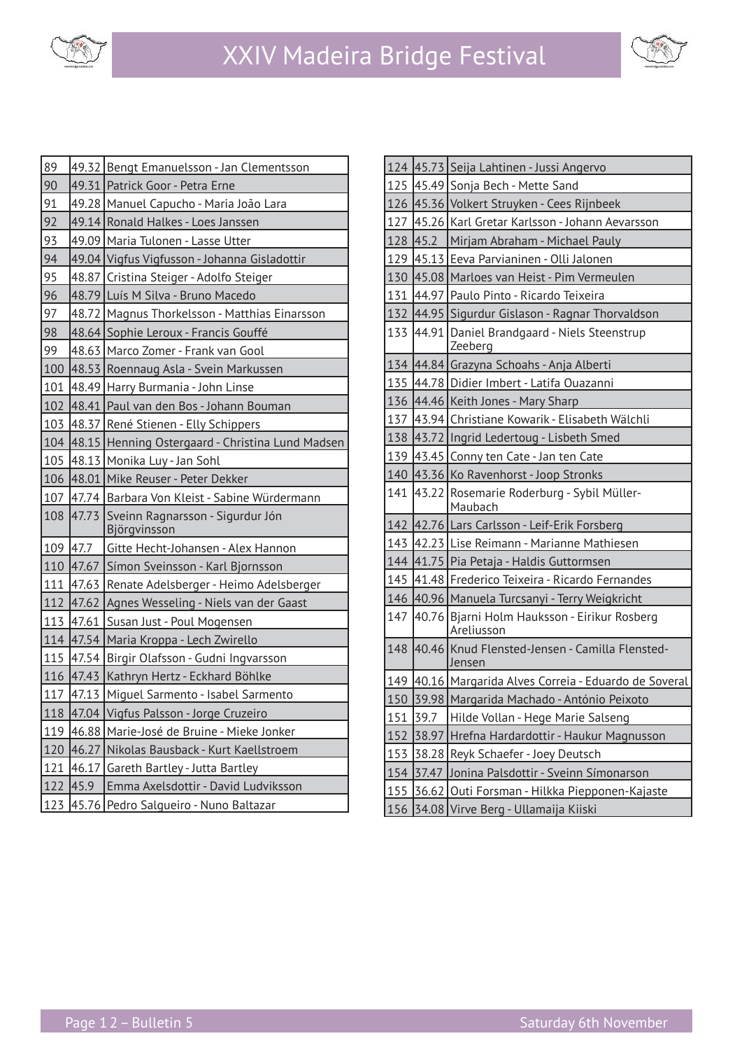| | | |
|---|---|---|
| 89 | 49.32 | Bengt Emanuelsson - Jan Clementsson |
| 90 | 49.31 | Patrick Goor - Petra Erne |
| 91 | 49.28 | Manuel Capucho - Maria João Lara |
| 92 | 49.14 | Ronald Halkes - Loes Janssen |
| 93 | 49.09 | Maria Tulonen - Lasse Utter |
| 94 | 49.04 | Vigfus Vigfusson - Johanna Gisladottir |
| 95 | 48.87 | Cristina Steiger - Adolfo Steiger |
| 96 | 48.79 | Luís M Silva - Bruno Macedo |
| 97 | 48.72 | Magnus Thorkelsson - Matthias Einarsson |
| 98 | 48.64 | Sophie Leroux - Francis Gouffé |
| 99 | 48.63 | Marco Zomer - Frank van Gool |
| 100 | 48.53 | Roennaug Asla - Svein Markussen |
| 101 | 48.49 | Harry Burmania - John Linse |
| 102 | 48.41 | Paul van den Bos - Johann Bouman |
| 103 | 48.37 | René Stienen - Elly Schippers |
| 104 | 48.15 | Henning Ostergaard - Christina Lund Madsen |
| 105 | 48.13 | Monika Luy - Jan Sohl |
| 106 | 48.01 | Mike Reuser - Peter Dekker |
| 107 | 47.74 | Barbara Von Kleist - Sabine Würdermann |
| 108 | 47.73 | Sveinn Ragnarsson - Sigurdur Jón Björgvinsson |
| 109 | 47.7 | Gitte Hecht-Johansen - Alex Hannon |
| 110 | 47.67 | Símon Sveinsson - Karl Bjornsson |
| 111 | 47.63 | Renate Adelsberger - Heimo Adelsberger |
| 112 | 47.62 | Agnes Wesseling - Niels van der Gaast |
| 113 | 47.61 | Susan Just - Poul Mogensen |
| 114 | 47.54 | Maria Kroppa - Lech Zwirello |
| 115 | 47.54 | Birgir Olafsson - Gudni Ingvarsson |
| 116 | 47.43 | Kathryn Hertz - Eckhard Böhlke |
| 117 | 47.13 | Miguel Sarmento - Isabel Sarmento |
| 118 | 47.04 | Vigfus Palsson - Jorge Cruzeiro |
| 119 | 46.88 | Marie-José de Bruine - Mieke Jonker |
| 120 | 46.27 | Nikolas Bausback - Kurt Kaellstroem |
| 121 | 46.17 | Gareth Bartley - Jutta Bartley |
| 122 | 45.9 | Emma Axelsdottir - David Ludviksson |
| 123 | 45.76 | Pedro Salgueiro - Nuno Baltazar |
| 124 | 45.73 | Seija Lahtinen - Jussi Angervo |
| 125 | 45.49 | Sonja Bech - Mette Sand |
| 126 | 45.36 | Volkert Struyken - Cees Rijnbeek |
| 127 | 45.26 | Karl Gretar Karlsson - Johann Aevarsson |
| 128 | 45.2 | Mirjam Abraham - Michael Pauly |
| 129 | 45.13 | Eeva Parvianinen - Olli Jalonen |
| 130 | 45.08 | Marloes van Heist - Pim Vermeulen |
| 131 | 44.97 | Paulo Pinto - Ricardo Teixeira |
| 132 | 44.95 | Sigurdur Gislason - Ragnar Thorvaldson |
| 133 | 44.91 | Daniel Brandgaard - Niels Steenstrup Zeeberg |
| 134 | 44.84 | Grazyna Schoahs - Anja Alberti |
| 135 | 44.78 | Didier Imbert - Latifa Ouazanni |
| 136 | 44.46 | Keith Jones - Mary Sharp |
| 137 | 43.94 | Christiane Kowarik - Elisabeth Wälchli |
| 138 | 43.72 | Ingrid Ledertoug - Lisbeth Smed |
| 139 | 43.45 | Conny ten Cate - Jan ten Cate |
| 140 | 43.36 | Ko Ravenhorst - Joop Stronks |
| 141 | 43.22 | Rosemarie Roderburg - Sybil Müller-Maubach |
| 142 | 42.76 | Lars Carlsson - Leif-Erik Forsberg |
| 143 | 42.23 | Lise Reimann - Marianne Mathiesen |
| 144 | 41.75 | Pia Petaja - Haldis Guttormsen |
| 145 | 41.48 | Frederico Teixeira - Ricardo Fernandes |
| 146 | 40.96 | Manuela Turcsanyi - Terry Weigkricht |
| 147 | 40.76 | Bjarni Holm Hauksson - Eirikur Rosberg Areliusson |
| 148 | 40.46 | Knud Flensted-Jensen - Camilla Flensted-Jensen |
| 149 | 40.16 | Margarida Alves Correia - Eduardo de Soveral |
| 150 | 39.98 | Margarida Machado - António Peixoto |
| 151 | 39.7 | Hilde Vollan - Hege Marie Salseng |
| 152 | 38.97 | Hrefna Hardardottir - Haukur Magnusson |
| 153 | 38.28 | Reyk Schaefer - Joey Deutsch |
| 154 | 37.47 | Jonina Palsdottir - Sveinn Símonarson |
| 155 | 36.62 | Outi Forsman - Hilkka Piepponen-Kajaste |
| 156 | 34.08 | Virve Berg - Ullamaija Kiiski |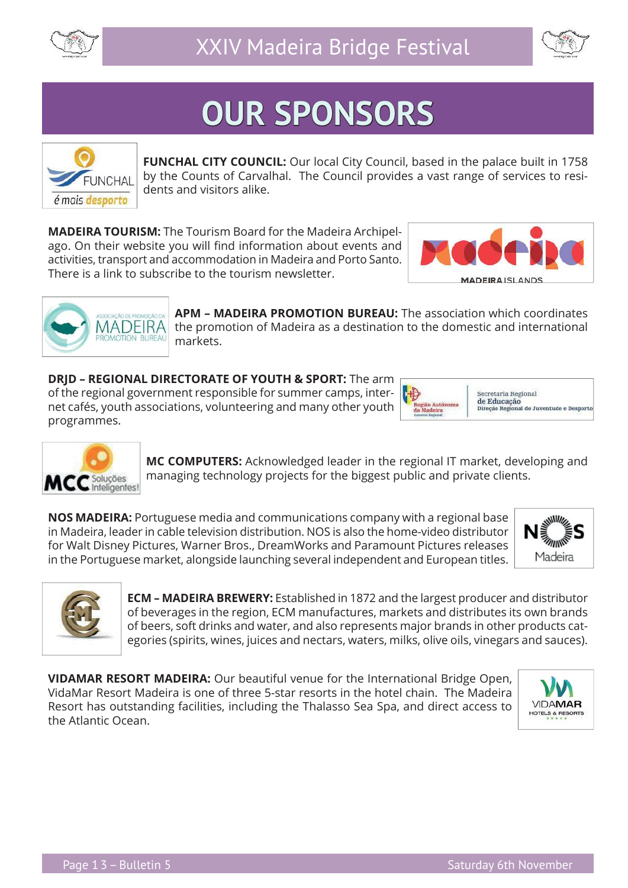# OUR SPONSORS

**FUNCHAL CITY COUNCIL:** Our local City Council, based in the palace built in 1758 by the Counts of Carvalhal. The Council provides a vast range of services to residents and visitors alike.

**MADEIRA TOURISM:** The Tourism Board for the Madeira Archipelago. On their website you will find information about events and activities, transport and accommodation in Madeira and Porto Santo. There is a link to subscribe to the tourism newsletter.

**APM – MADEIRA PROMOTION BUREAU:** The association which coordinates the promotion of Madeira as a destination to the domestic and international markets.

**DRJD – REGIONAL DIRECTORATE OF YOUTH & SPORT:** The arm of the regional government responsible for summer camps, internet cafés, youth associations, volunteering and many other youth programmes.

**MC COMPUTERS:** Acknowledged leader in the regional IT market, developing and managing technology projects for the biggest public and private clients.

**NOS MADEIRA:** Portuguese media and communications company with a regional base in Madeira, leader in cable television distribution. NOS is also the home-video distributor for Walt Disney Pictures, Warner Bros., DreamWorks and Paramount Pictures releases in the Portuguese market, alongside launching several independent and European titles.

**ECM – MADEIRA BREWERY:** Established in 1872 and the largest producer and distributor of beverages in the region, ECM manufactures, markets and distributes its own brands of beers, soft drinks and water, and also represents major brands in other products categories (spirits, wines, juices and nectars, waters, milks, olive oils, vinegars and sauces).

**VIDAMAR RESORT MADEIRA:** Our beautiful venue for the International Bridge Open, VidaMar Resort Madeira is one of three 5-star resorts in the hotel chain. The Madeira Resort has outstanding facilities, including the Thalasso Sea Spa, and direct access to the Atlantic Ocean.